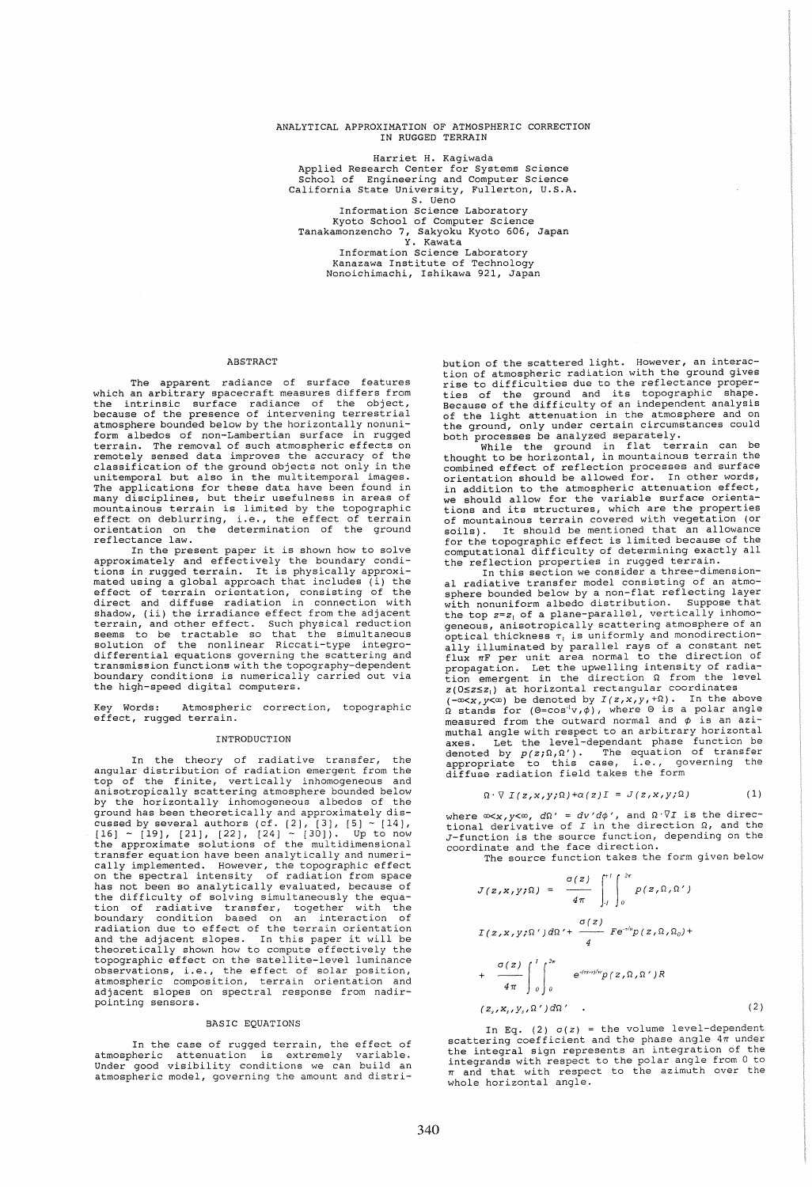# ANALYTICAL APPROXIMATION OF ATMOSPHERIC CORRECTION IN RUGGED TERRAIN

Harriet H. Kagiwada
Applied Research Center for Systems Science
School of Engineering and Computer Science
California State University, Fullerton, U.S.A.

S. Ueno
Information Science Laboratory
Kyoto School of Computer Science
Tanakamonzencho 7, Sakyoku Kyoto 606, Japan

Y. Kawata
Information Science Laboratory
Kanazawa Institute of Technology
Nonoichimachi, Ishikawa 921, Japan

## ABSTRACT

The apparent radiance of surface features which an arbitrary spacecraft measures differs from the intrinsic surface radiance of the object, because of the presence of intervening terrestrial atmosphere bounded below by the horizontally nonuniform albedos of non-Lambertian surface in rugged terrain. The removal of such atmospheric effects on remotely sensed data improves the accuracy of the classification of the ground objects not only in the unitemporal but also in the multitemporal images. The applications for these data have been found in many disciplines, but their usefulness in areas of mountainous terrain is limited by the topographic effect on deblurring, i.e., the effect of terrain orientation on the determination of the ground reflectance law.

In the present paper it is shown how to solve approximately and effectively the boundary conditions in rugged terrain. It is physically approximated using a global approach that includes (i) the effect of terrain orientation, consisting of the direct and diffuse radiation in connection with shadow, (ii) the irradiance effect from the adjacent terrain, and other effect. Such physical reduction seems to be tractable so that the simultaneous solution of the nonlinear Riccati-type integro-differential equations governing the scattering and transmission functions with the topography-dependent boundary conditions is numerically carried out via the high-speed digital computers.

Key Words: Atmospheric correction, topographic effect, rugged terrain.

## INTRODUCTION

In the theory of radiative transfer, the angular distribution of radiation emergent from the top of the finite, vertically inhomogeneous and anisotropically scattering atmosphere bounded below by the horizontally inhomogeneous albedos of the ground has been theoretically and approximately discussed by several authors (cf. [2], [3], [5] ~ [14], [16] ~ [19], [21], [22], [24] ~ [30]). Up to now the approximate solutions of the multidimensional transfer equation have been analytically and numerically implemented. However, the topographic effect on the spectral intensity of radiation from space has not been so analytically evaluated, because of the difficulty of solving simultaneously the equation of radiative transfer, together with the boundary condition based on an interaction of radiation due to effect of the terrain orientation and the adjacent slopes. In this paper it will be theoretically shown how to compute effectively the topographic effect on the satellite-level luminance observations, i.e., the effect of solar position, atmospheric composition, terrain orientation and adjacent slopes on spectral response from nadir-pointing sensors.

## BASIC EQUATIONS

In the case of rugged terrain, the effect of atmospheric attenuation is extremely variable. Under good visibility conditions we can build an atmospheric model, governing the amount and distribution of the scattered light. However, an interaction of atmospheric radiation with the ground gives rise to difficulties due to the reflectance properties of the ground and its topographic shape. Because of the difficulty of an independent analysis of the light attenuation in the atmosphere and on the ground, only under certain circumstances could both processes be analyzed separately.

While the ground in flat terrain can be thought to be horizontal, in mountainous terrain the combined effect of reflection processes and surface orientation should be allowed for. In other words, in addition to the atmospheric attenuation effect, we should allow for the variable surface orientations and its structures, which are the properties of mountainous terrain covered with vegetation (or soils). It should be mentioned that an allowance for the topographic effect is limited because of the computational difficulty of determining exactly all the reflection properties in rugged terrain.

In this section we consider a three-dimensional radiative transfer model consisting of an atmosphere bounded below by a non-flat reflecting layer with nonuniform albedo distribution. Suppose that the top $z=z_1$ of a plane-parallel, vertically inhomogeneous, anisotropically scattering atmosphere of an optical thickness $\tau_1$ is uniformly and monodirectionally illuminated by parallel rays of a constant net flux $\pi F$ per unit area normal to the direction of propagation. Let the upwelling intensity of radiation emergent in the direction $\Omega$ from the level $z(0\le z\le z_1)$ at horizontal rectangular coordinates $(-\infty<x,y<\infty)$ be denoted by $I(z,x,y,+\Omega)$. In the above $\Omega$ stands for $(\Theta=\cos^{-1}v,\phi)$, where $\Theta$ is a polar angle measured from the outward normal and $\phi$ is an azimuthal angle with respect to an arbitrary horizontal axes. Let the level-dependant phase function be denoted by $p(z;\Omega,\Omega')$. The equation of transfer appropriate to this case, i.e., governing the diffuse radiation field takes the form

$$\Omega\cdot\nabla I(z,x,y;\Omega)+\alpha(z)I = J(z,x,y;\Omega) \tag{1}$$

where $\infty<x,y<\infty$, $d\Omega' = dv'd\phi'$, and $\Omega\cdot\nabla I$ is the directional derivative of $I$ in the direction $\Omega$, and the $J$-function is the source function, depending on the coordinate and the face direction.

The source function takes the form given below

$$J(z,x,y;\Omega) = \frac{\sigma(z)}{4\pi}\int_{-1}^{+1}\int_0^{2\pi} p(z,\Omega,\Omega') I(z,x,y;\Omega')d\Omega' + \frac{\sigma(z)}{4} Fe^{-\tau/u}p(z,\Omega,\Omega_0) + \frac{\sigma(z)}{4\pi}\int_0^1\int_0^{2\pi} e^{-(\tau_1-\tau)/u}p(z,\Omega,\Omega')R (z_1,x_1,y_1,\Omega')d\Omega' \quad . \tag{2}$$

In Eq. (2) $\sigma(z)$ = the volume level-dependent scattering coefficient and the phase angle $4\pi$ under the integral sign represents an integration of the integrands with respect to the polar angle from 0 to $\pi$ and that with respect to the azimuth over the whole horizontal angle.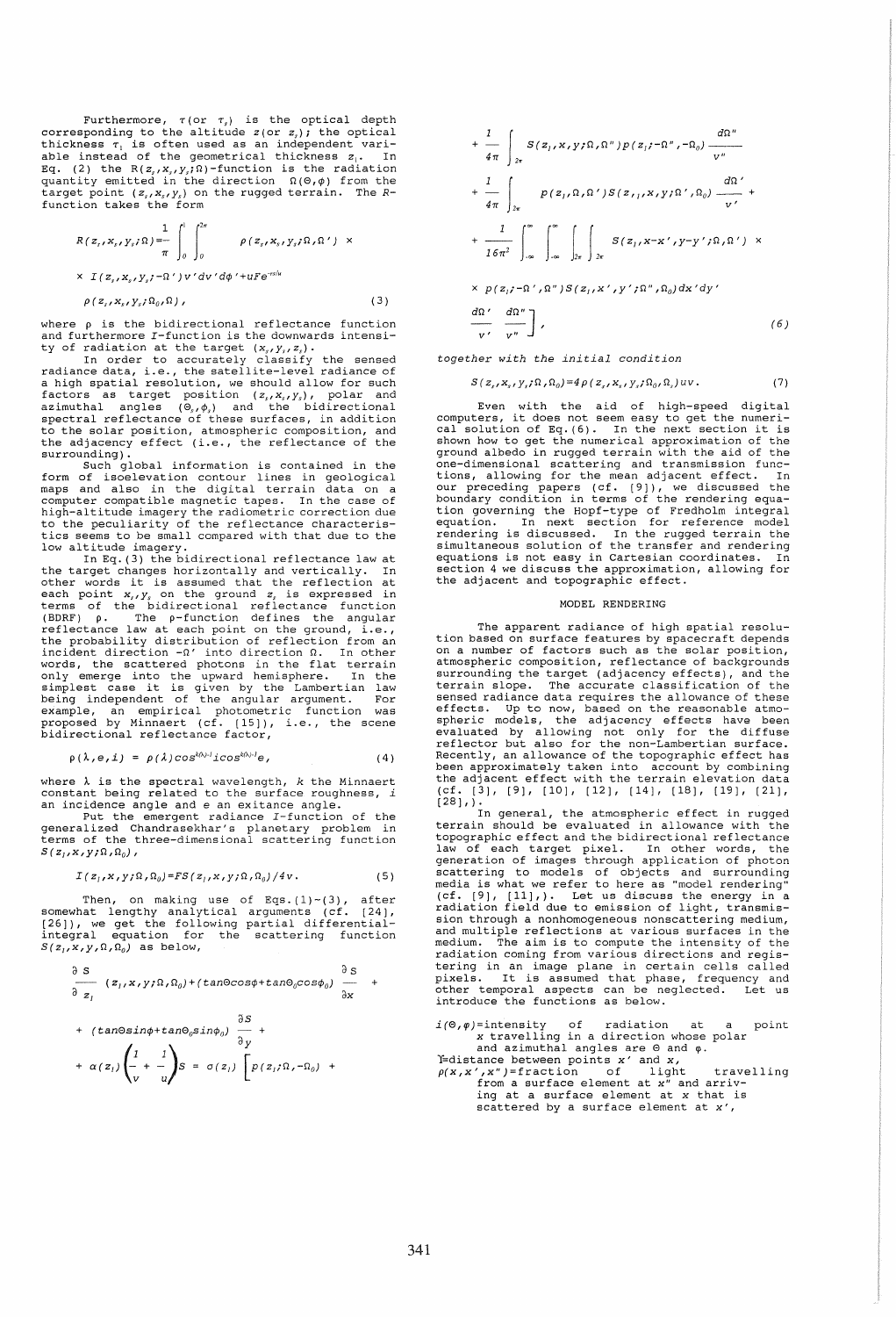Furthermore, $\tau$ (or $\tau_t$) is the optical depth corresponding to the altitude $z$ (or $z_t$); the optical thickness $\tau_1$ is often used as an independent variable instead of the geometrical thickness $z_1$. In Eq. (2) the $R(z_t,x_t,y_t;\Omega)$-function is the radiation quantity emitted in the direction $\Omega(\Theta,\phi)$ from the target point $(z_t,x_t,y_t)$ on the rugged terrain. The $R$-function takes the form

$$R(z_t,x_t,y_t;\Omega)=\frac{1}{\pi}\int_0^1\int_0^{2\pi} \rho(z_t,x_t,y_t;\Omega,\Omega') \times$$

$$\times\ I(z_t,x_t,y_t;-\Omega')v'dv'd\phi'+uFe^{-\tau t/u}$$

$$\rho(z_t,x_t,y_t;\Omega_0,\Omega), \tag{3}$$

where $\rho$ is the bidirectional reflectance function and furthermore $I$-function is the downwards intensity of radiation at the target $(x_t,y_t,z_t)$.

In order to accurately classify the sensed radiance data, i.e., the satellite-level radiance of a high spatial resolution, we should allow for such factors as target position $(z_t,x_t,y_t)$, polar and azimuthal angles $(\Theta_t,\phi_t)$ and the bidirectional spectral reflectance of these surfaces, in addition to the solar position, atmospheric composition, and the adjacency effect (i.e., the reflectance of the surrounding).

Such global information is contained in the form of isoelevation contour lines in geological maps and also in the digital terrain data on a computer compatible magnetic tapes. In the case of high-altitude imagery the radiometric correction due to the peculiarity of the reflectance characteristics seems to be small compared with that due to the low altitude imagery.

In Eq.(3) the bidirectional reflectance law at the target changes horizontally and vertically. In other words it is assumed that the reflection at each point $x_t,y_t$ on the ground $z_t$ is expressed in terms of the bidirectional reflectance function (BDRF) $\rho$. The $\rho$-function defines the angular reflectance law at each point on the ground, i.e., the probability distribution of reflection from an incident direction $-\Omega'$ into direction $\Omega$. In other words, the scattered photons in the flat terrain only emerge into the upward hemisphere. In the simplest case it is given by the Lambertian law being independent of the angular argument. For example, an empirical photometric function was proposed by Minnaert (cf. [15]), i.e., the scene bidirectional reflectance factor,

$$\rho(\lambda,e,i) = \rho(\lambda)\cos^{k(\lambda)-1}i\cos^{k(\lambda)-1}e, \tag{4}$$

where $\lambda$ is the spectral wavelength, $k$ the Minnaert constant being related to the surface roughness, $i$ an incidence angle and $e$ an exitance angle.

Put the emergent radiance $I$-function of the generalized Chandrasekhar's planetary problem in terms of the three-dimensional scattering function $S(z_1,x,y;\Omega,\Omega_0)$,

$$I(z_1,x,y;\Omega,\Omega_0)=FS(z_1,x,y;\Omega,\Omega_0)/4v. \tag{5}$$

Then, on making use of Eqs.(1)-(3), after somewhat lengthy analytical arguments (cf. [24], [26]), we get the following partial differential-integral equation for the scattering function $S(z_1,x,y,\Omega,\Omega_0)$ as below,

$$\frac{\partial S}{\partial z_1}(z_1,x,y;\Omega,\Omega_0)+(\tan\Theta\cos\phi+\tan\Theta_0\cos\phi_0)\frac{\partial S}{\partial x}+$$

$$+(\tan\Theta\sin\phi+\tan\Theta_0\sin\phi_0)\frac{\partial S}{\partial y}+$$

$$+\alpha(z_1)\left(\frac{1}{v}+\frac{1}{u}\right)S = \sigma(z_1)\Bigg[p(z_1;\Omega,-\Omega_0)+$$

$$+\frac{1}{4\pi}\int_{2\pi} S(z_1,x,y;\Omega,\Omega'')p(z_1;-\Omega'',-\Omega_0)\frac{d\Omega''}{v''}$$

$$+\frac{1}{4\pi}\int_{2\pi} p(z_1,\Omega,\Omega')S(z_1,x,y;\Omega',\Omega_0)\frac{d\Omega'}{v'}+$$

$$+\frac{1}{16\pi^2}\int_{-\infty}^{\infty}\int_{-\infty}^{\infty}\int_{2\pi}\int_{2\pi} S(z_1,x-x',y-y';\Omega,\Omega')\times$$

$$\times\ p(z_1;-\Omega',\Omega'')S(z_1,x',y';\Omega'',\Omega_0)dx'dy'$$

$$\frac{d\Omega'}{v'}\frac{d\Omega''}{v''}\Bigg], \tag{6}$$

*together with the initial condition*

$$S(z_t,x_t,y_t,\Omega,\Omega_0)=4\rho(z_t,x_t,y_t;\Omega_0,\Omega_t)uv. \tag{7}$$

Even with the aid of high-speed digital computers, it does not seem easy to get the numerical solution of Eq.(6). In the next section it is shown how to get the numerical approximation of the ground albedo in rugged terrain with the aid of the one-dimensional scattering and transmission functions, allowing for the mean adjacent effect. In our preceding papers (cf. [9]), we discussed the boundary condition in terms of the rendering equation governing the Hopf-type of Fredholm integral equation. In next section for reference model rendering is discussed. In the rugged terrain the simultaneous solution of the transfer and rendering equations is not easy in Cartesian coordinates. In section 4 we discuss the approximation, allowing for the adjacent and topographic effect.

## MODEL RENDERING

The apparent radiance of high spatial resolution based on surface features by spacecraft depends on a number of factors such as the solar position, atmospheric composition, reflectance of backgrounds surrounding the target (adjacency effects), and the terrain slope. The accurate classification of the sensed radiance data requires the allowance of these effects. Up to now, based on the reasonable atmospheric models, the adjacency effects have been evaluated by allowing not only for the diffuse reflector but also for the non-Lambertian surface. Recently, an allowance of the topographic effect has been approximately taken into account by combining the adjacent effect with the terrain elevation data (cf. [3], [9], [10], [12], [14], [18], [19], [21], [28],).

In general, the atmospheric effect in rugged terrain should be evaluated in allowance with the topographic effect and the bidirectional reflectance law of each target pixel. In other words, the generation of images through application of photon scattering to models of objects and surrounding media is what we refer to here as "model rendering" (cf. [9], [11],). Let us discuss the energy in a radiation field due to emission of light, transmission through a nonhomogeneous nonscattering medium, and multiple reflections at various surfaces in the medium. The aim is to compute the intensity of the radiation coming from various directions and registering in an image plane in certain cells called pixels. It is assumed that phase, frequency and other temporal aspects can be neglected. Let us introduce the functions as below.

$i(\Theta,\varphi)$=intensity of radiation at a point $x$ travelling in a direction whose polar and azimuthal angles are $\Theta$ and $\varphi$.

$\Upsilon$=distance between points $x'$ and $x$,

$\rho(x,x',x'')$=fraction of light travelling from a surface element at $x''$ and arriving at a surface element at $x$ that is scattered by a surface element at $x'$,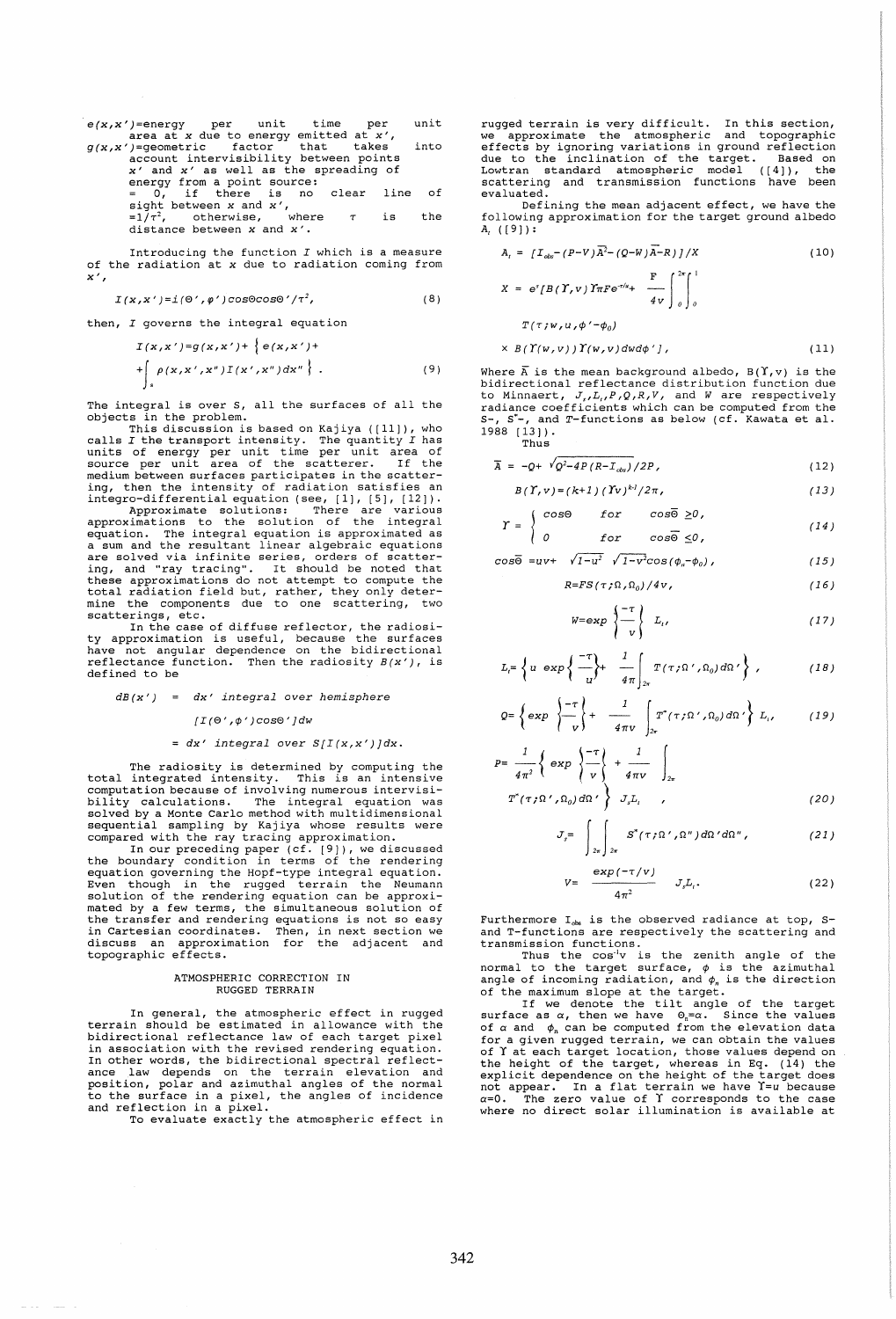$e(x,x')$=energy per unit time per unit area at $x$ due to energy emitted at $x'$,

$g(x,x')$=geometric factor that takes into account intervisibility between points $x'$ and $x'$ as well as the spreading of energy from a point source:
= 0, if there is no clear line of sight between $x$ and $x'$,
=$1/\tau^2$, otherwise, where $\tau$ is the distance between $x$ and $x'$.

Introducing the function $I$ which is a measure of the radiation at $x$ due to radiation coming from $x'$,

$$I(x,x')=i(\Theta',\varphi')\cos\Theta\cos\Theta'/\tau^2, \tag{8}$$

then, $I$ governs the integral equation

$$I(x,x')=g(x,x')+\left\{e(x,x')+ +\int_s \rho(x,x',x'')I(x',x'')dx''\right\}. \tag{9}$$

The integral is over $S$, all the surfaces of all the objects in the problem.

This discussion is based on Kajiya ([11]), who calls $I$ the transport intensity. The quantity $I$ has units of energy per unit time per unit area of source per unit area of the scatterer. If the medium between surfaces participates in the scattering, then the intensity of radiation satisfies an integro-differential equation (see, [1], [5], [12]).

Approximate solutions: There are various approximations to the solution of the integral equation. The integral equation is approximated as a sum and the resultant linear algebraic equations are solved via infinite series, orders of scattering, and "ray tracing". It should be noted that these approximations do not attempt to compute the total radiation field but, rather, they only determine the components due to one scattering, two scatterings, etc.

In the case of diffuse reflector, the radiosity approximation is useful, because the surfaces have not angular dependence on the bidirectional reflectance function. Then the radiosity $B(x')$, is defined to be

$dB(x')$ = $dx'$ integral over hemisphere
$[I(\Theta',\varphi')\cos\Theta']dw$
= $dx'$ integral over $S[I(x,x')]dx$.

The radiosity is determined by computing the total integrated intensity. This is an intensive computation because of involving numerous intervisibility calculations. The integral equation was solved by a Monte Carlo method with multidimensional sequential sampling by Kajiya whose results were compared with the ray tracing approximation.

In our preceding paper (cf. [9]), we discussed the boundary condition in terms of the rendering equation governing the Hopf-type integral equation. Even though in the rugged terrain the Neumann solution of the rendering equation can be approximated by a few terms, the simultaneous solution of the transfer and rendering equations is not so easy in Cartesian coordinates. Then, in next section we discuss an approximation for the adjacent and topographic effects.

## ATMOSPHERIC CORRECTION IN RUGGED TERRAIN

In general, the atmospheric effect in rugged terrain should be estimated in allowance with the bidirectional reflectance law of each target pixel in association with the revised rendering equation. In other words, the bidirectional spectral reflectance law depends on the terrain elevation and position, polar and azimuthal angles of the normal to the surface in a pixel, the angles of incidence and reflection in a pixel.

To evaluate exactly the atmospheric effect in rugged terrain is very difficult. In this section, we approximate the atmospheric and topographic effects by ignoring variations in ground reflection due to the inclination of the target. Based on Lowtran standard atmospheric model ([4]), the scattering and transmission functions have been evaluated.

Defining the mean adjacent effect, we have the following approximation for the target ground albedo $A_t$ ([9]):

$$A_t = [I_{obs}-(P-V)\bar{A}^2-(Q-W)\bar{A}-R)]/X \tag{10}$$

$$X = e^{\tau}[B(\Upsilon,v)\Upsilon\pi Fe^{-\tau/u}+\frac{F}{4v}\int_0^{2\pi}\int_0^1 T(\tau;w,u,\phi'-\phi_0) \times B(\Upsilon(w,v))\Upsilon(w,v)dwd\phi'], \tag{11}$$

Where $\bar{A}$ is the mean background albedo, $B(\Upsilon,v)$ is the bidirectional reflectance distribution function due to Minnaert, $J_r,L_t,P,Q,R,V$, and $W$ are respectively radiance coefficients which can be computed from the S-, $S^*$-, and T-functions as below (cf. Kawata et al. 1988 [13]).

Thus

$$\bar{A} = -Q+\sqrt{Q^2-4P(R-I_{obs})}/2P, \tag{12}$$

$$B(\Upsilon,v)=(k+1)(\Upsilon v)^{k-1}/2\pi, \tag{13}$$

$$\Upsilon = \begin{cases} \cos\Theta & \text{for} \quad \cos\bar{\Theta}\geq 0, \\ 0 & \text{for} \quad \cos\bar{\Theta}\leq 0, \end{cases} \tag{14}$$

$$\cos\bar{\Theta} = uv+\sqrt{1-u^2}\sqrt{1-v^2}\cos(\phi_n-\phi_0), \tag{15}$$

$$R=FS(\tau;\Omega,\Omega_0)/4v, \tag{16}$$

$$W=\exp\left\{\frac{-\tau}{v}\right\}L_t, \tag{17}$$

$$L_t=\left\{u\exp\left\{\frac{-\tau}{u}\right\}+\frac{1}{4\pi}\int_{2\pi}T(\tau;\Omega',\Omega_0)d\Omega'\right\}, \tag{18}$$

$$Q=\left\{\exp\left\{\frac{-\tau}{v}\right\}+\frac{1}{4\pi v}\int_{2\pi}T^*(\tau;\Omega',\Omega_0)d\Omega'\right\}L_t, \tag{19}$$

$$P=\frac{1}{4\pi^2}\left\{\exp\left\{\frac{-\tau}{v}\right\}+\frac{1}{4\pi v}\int_{2\pi}T^*(\tau;\Omega',\Omega_0)d\Omega'\right\}J_rL_t, \tag{20}$$

$$J_r=\int_{2\pi}\int_{2\pi}S^*(\tau;\Omega',\Omega'')d\Omega'd\Omega'', \tag{21}$$

$$V=\frac{\exp(-\tau/v)}{4\pi^2}J_rL_t. \tag{22}$$

Furthermore $I_{obs}$ is the observed radiance at top, S- and T-functions are respectively the scattering and transmission functions.

Thus the $\cos^{-1}v$ is the zenith angle of the normal to the target surface, $\phi$ is the azimuthal angle of incoming radiation, and $\phi_n$ is the direction of the maximum slope at the target.

If we denote the tilt angle of the target surface as $\alpha$, then we have $\Theta_n=\alpha$. Since the values of $\alpha$ and $\phi_n$ can be computed from the elevation data for a given rugged terrain, we can obtain the values of $\Upsilon$ at each target location, those values depend on the height of the target, whereas in Eq. (14) the explicit dependence on the height of the target does not appear. In a flat terrain we have $\Upsilon=u$ because $\alpha=0$. The zero value of $\Upsilon$ corresponds to the case where no direct solar illumination is available at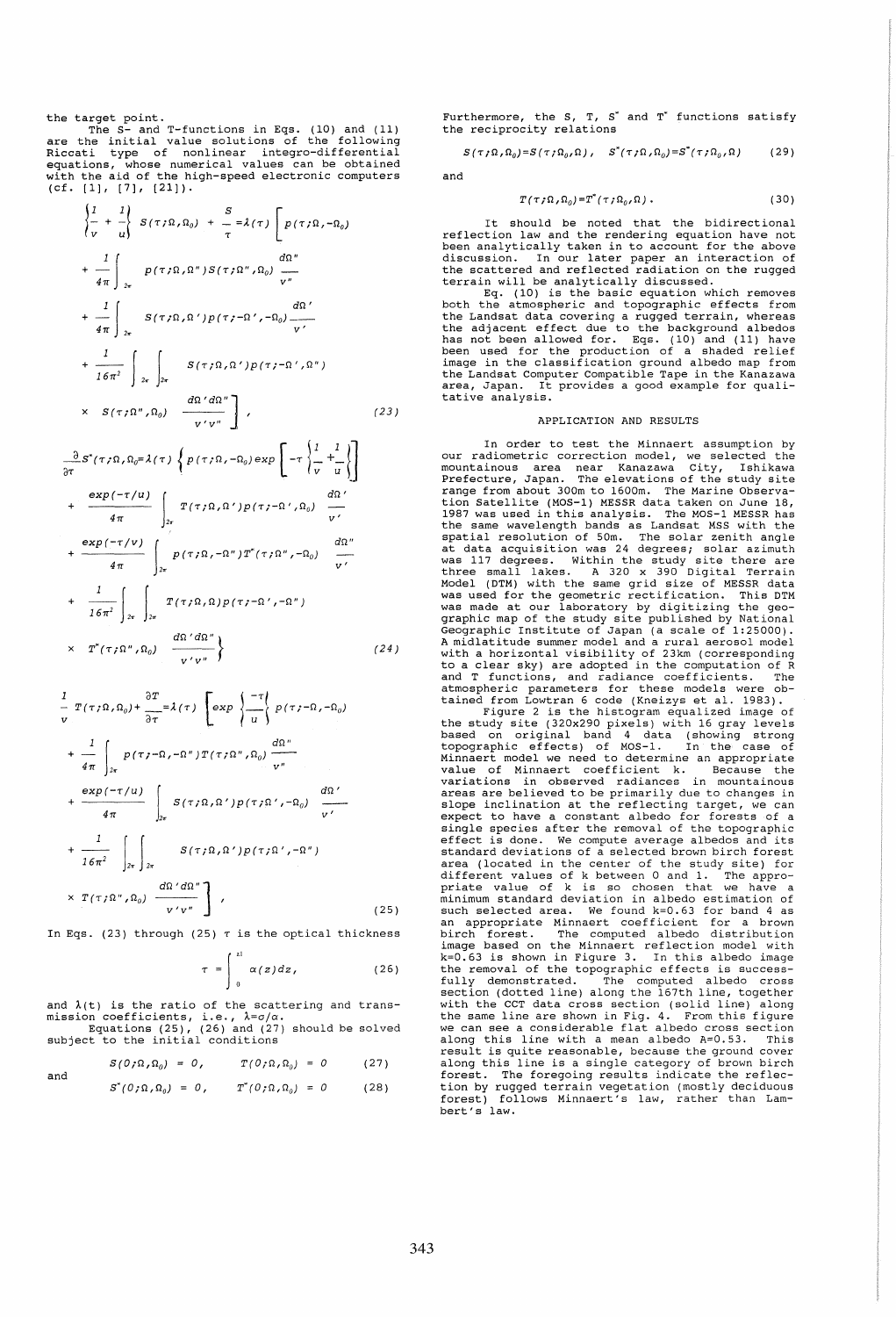the target point.

The S- and T-functions in Eqs. (10) and (11) are the initial value solutions of the following Riccati type of nonlinear integro-differential equations, whose numerical values can be obtained with the aid of the high-speed electronic computers (cf. [1], [7], [21]).

$$\left\{\frac{1}{v}+\frac{1}{u}\right\} S(\tau;\Omega,\Omega_0) + \frac{S}{\tau} = \lambda(\tau)\left[ p(\tau;\Omega,-\Omega_0) + \frac{1}{4\pi}\int_{2\pi} p(\tau;\Omega,\Omega'')S(\tau;\Omega'',\Omega_0)\frac{d\Omega''}{v''} + \frac{1}{4\pi}\int_{2\pi} S(\tau;\Omega,\Omega')p(\tau;-\Omega',-\Omega_0)\frac{d\Omega'}{v'} + \frac{1}{16\pi^2}\int_{2\pi}\int_{2\pi} S(\tau;\Omega,\Omega')p(\tau;-\Omega',\Omega'') \times S(\tau;\Omega'',\Omega_0)\frac{d\Omega' d\Omega''}{v'v''}\right], \tag{23}$$

$$\frac{\partial}{\partial\tau}S^{*}(\tau;\Omega,\Omega_0) = \lambda(\tau)\left\{ p(\tau;\Omega,-\Omega_0)\exp\left[-\tau\left\{\frac{1}{v}+\frac{1}{u}\right\}\right] + \frac{\exp(-\tau/u)}{4\pi}\int_{2\pi} T(\tau;\Omega,\Omega')p(\tau;-\Omega',\Omega_0)\frac{d\Omega'}{v'} + \frac{\exp(-\tau/v)}{4\pi}\int_{2\pi} p(\tau;\Omega,-\Omega'')T^{*}(\tau;\Omega'',-\Omega_0)\frac{d\Omega''}{v'} + \frac{1}{16\pi^2}\int_{2\pi}\int_{2\pi} T(\tau;\Omega,\Omega)p(\tau;-\Omega',-\Omega'') \times T^{*}(\tau;\Omega'',\Omega_0)\frac{d\Omega' d\Omega''}{v'v''}\right\} \tag{24}$$

$$\frac{1}{v}T(\tau;\Omega,\Omega_0) + \frac{\partial T}{\partial\tau} = \lambda(\tau)\left[\exp\left\{\frac{-\tau}{u}\right\} p(\tau;-\Omega,-\Omega_0) + \frac{1}{4\pi}\int_{2\pi} p(\tau;-\Omega,-\Omega'')T(\tau;\Omega'',\Omega_0)\frac{d\Omega''}{v''} + \frac{\exp(-\tau/u)}{4\pi}\int_{2\pi} S(\tau;\Omega,\Omega')p(\tau;\Omega',-\Omega_0)\frac{d\Omega'}{v'} + \frac{1}{16\pi^2}\int_{2\pi}\int_{2\pi} S(\tau;\Omega,\Omega')p(\tau;\Omega',-\Omega'') \times T(\tau;\Omega'',\Omega_0)\frac{d\Omega' d\Omega''}{v'v''}\right], \tag{25}$$

In Eqs. (23) through (25) $\tau$ is the optical thickness

$$\tau = \int_0^{z1} \alpha(z)dz, \tag{26}$$

and $\lambda(t)$ is the ratio of the scattering and transmission coefficients, i.e., $\lambda=\sigma/\alpha$.

Equations (25), (26) and (27) should be solved subject to the initial conditions

$$S(0;\Omega,\Omega_0) = 0, \qquad T(0;\Omega,\Omega_0) = 0 \tag{27}$$

and

$$S^{*}(0;\Omega,\Omega_0) = 0, \qquad T^{*}(0;\Omega,\Omega_0) = 0 \tag{28}$$

Furthermore, the S, T, $S^{*}$ and $T^{*}$ functions satisfy the reciprocity relations

$$S(\tau;\Omega,\Omega_0)=S(\tau;\Omega_0,\Omega), \quad S^{*}(\tau;\Omega,\Omega_0)=S^{*}(\tau;\Omega_0,\Omega) \tag{29}$$

and

$$T(\tau;\Omega,\Omega_0)=T^{*}(\tau;\Omega_0,\Omega). \tag{30}$$

It should be noted that the bidirectional reflection law and the rendering equation have not been analytically taken in to account for the above discussion. In our later paper an interaction of the scattered and reflected radiation on the rugged terrain will be analytically discussed.

Eq. (10) is the basic equation which removes both the atmospheric and topographic effects from the Landsat data covering a rugged terrain, whereas the adjacent effect due to the background albedos has not been allowed for. Eqs. (10) and (11) have been used for the production of a shaded relief image in the classification ground albedo map from the Landsat Computer Compatible Tape in the Kanazawa area, Japan. It provides a good example for qualitative analysis.

## APPLICATION AND RESULTS

In order to test the Minnaert assumption by our radiometric correction model, we selected the mountainous area near Kanazawa City, Ishikawa Prefecture, Japan. The elevations of the study site range from about 300m to 1600m. The Marine Observation Satellite (MOS-1) MESSR data taken on June 18, 1987 was used in this analysis. The MOS-1 MESSR has the same wavelength bands as Landsat MSS with the spatial resolution of 50m. The solar zenith angle at data acquisition was 24 degrees; solar azimuth was 117 degrees. Within the study site there are three small lakes. A 320 x 390 Digital Terrain Model (DTM) with the same grid size of MESSR data was used for the geometric rectification. This DTM was made at our laboratory by digitizing the geographic map of the study site published by National Geographic Institute of Japan (a scale of 1:25000). A midlatitude summer model and a rural aerosol model with a horizontal visibility of 23km (corresponding to a clear sky) are adopted in the computation of R and T functions, and radiance coefficients. The atmospheric parameters for these models were obtained from Lowtran 6 code (Kneizys et al. 1983).

Figure 2 is the histogram equalized image of the study site (320x290 pixels) with 16 gray levels based on original band 4 data (showing strong topographic effects) of MOS-1. In the case of Minnaert model we need to determine an appropriate value of Minnaert coefficient k. Because the variations in observed radiances in mountainous areas are believed to be primarily due to changes in slope inclination at the reflecting target, we can expect to have a constant albedo for forests of a single species after the removal of the topographic effect is done. We compute average albedos and its standard deviations of a selected brown birch forest area (located in the center of the study site) for different values of k between 0 and 1. The appropriate value of k is so chosen that we have a minimum standard deviation in albedo estimation of such selected area. We found k=0.63 for band 4 as an appropriate Minnaert coefficient for a brown birch forest. The computed albedo distribution image based on the Minnaert reflection model with k=0.63 is shown in Figure 3. In this albedo image the removal of the topographic effects is successfully demonstrated. The computed albedo cross section (dotted line) along the 167th line, together with the CCT data cross section (solid line) along the same line are shown in Fig. 4. From this figure we can see a considerable flat albedo cross section along this line with a mean albedo A=0.53. This result is quite reasonable, because the ground cover along this line is a single category of brown birch forest. The foregoing results indicate the reflection by rugged terrain vegetation (mostly deciduous forest) follows Minnaert's law, rather than Lambert's law.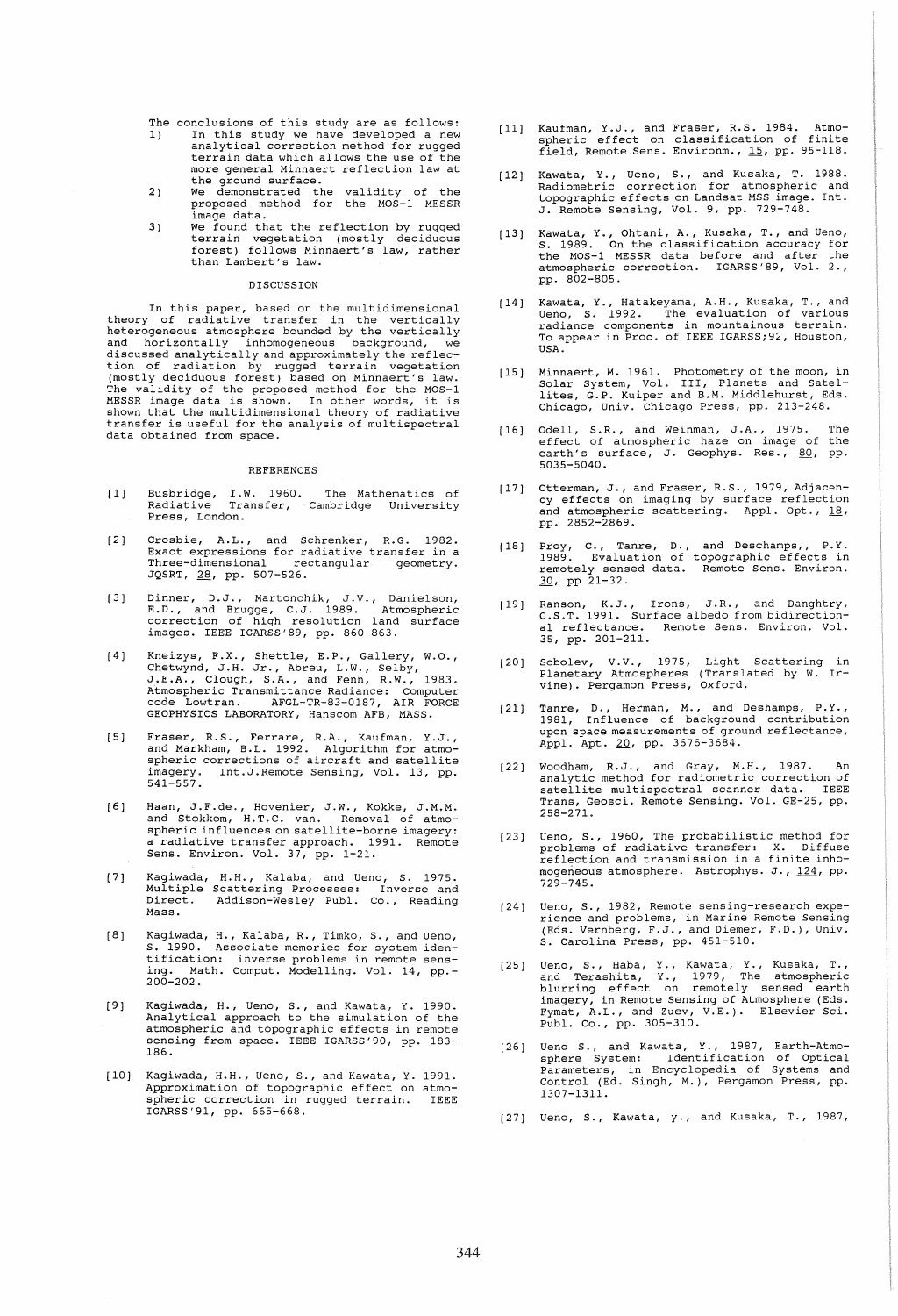The conclusions of this study are as follows:

1) In this study we have developed a new analytical correction method for rugged terrain data which allows the use of the more general Minnaert reflection law at the ground surface.
2) We demonstrated the validity of the proposed method for the MOS-1 MESSR image data.
3) We found that the reflection by rugged terrain vegetation (mostly deciduous forest) follows Minnaert's law, rather than Lambert's law.

## DISCUSSION

In this paper, based on the multidimensional theory of radiative transfer in the vertically heterogeneous atmosphere bounded by the vertically and horizontally inhomogeneous background, we discussed analytically and approximately the reflection of radiation by rugged terrain vegetation (mostly deciduous forest) based on Minnaert's law. The validity of the proposed method for the MOS-1 MESSR image data is shown. In other words, it is shown that the multidimensional theory of radiative transfer is useful for the analysis of multispectral data obtained from space.

## REFERENCES

[1] Busbridge, I.W. 1960. The Mathematics of Radiative Transfer, Cambridge University Press, London.

[2] Crosbie, A.L., and Schrenker, R.G. 1982. Exact expressions for radiative transfer in a Three-dimensional rectangular geometry. JQSRT, 28, pp. 507-526.

[3] Dinner, D.J., Martonchik, J.V., Danielson, E.D., and Brugge, C.J. 1989. Atmospheric correction of high resolution land surface images. IEEE IGARSS'89, pp. 860-863.

[4] Kneizys, F.X., Shettle, E.P., Gallery, W.O., Chetwynd, J.H. Jr., Abreu, L.W., Selby, J.E.A., Clough, S.A., and Fenn, R.W., 1983. Atmospheric Transmittance Radiance: Computer code Lowtran. AFGL-TR-83-0187, AIR FORCE GEOPHYSICS LABORATORY, Hanscom AFB, MASS.

[5] Fraser, R.S., Ferrare, R.A., Kaufman, Y.J., and Markham, B.L. 1992. Algorithm for atmospheric corrections of aircraft and satellite imagery. Int.J.Remote Sensing, Vol. 13, pp. 541-557.

[6] Haan, J.F.de., Hovenier, J.W., Kokke, J.M.M. and Stokkom, H.T.C. van. Removal of atmospheric influences on satellite-borne imagery: a radiative transfer approach. 1991. Remote Sens. Environ. Vol. 37, pp. 1-21.

[7] Kagiwada, H.H., Kalaba, and Ueno, S. 1975. Multiple Scattering Processes: Inverse and Direct. Addison-Wesley Publ. Co., Reading Mass.

[8] Kagiwada, H., Kalaba, R., Timko, S., and Ueno, S. 1990. Associate memories for system identification: inverse problems in remote sensing. Math. Comput. Modelling. Vol. 14, pp.-200-202.

[9] Kagiwada, H., Ueno, S., and Kawata, Y. 1990. Analytical approach to the simulation of the atmospheric and topographic effects in remote sensing from space. IEEE IGARSS'90, pp. 183-186.

[10] Kagiwada, H.H., Ueno, S., and Kawata, Y. 1991. Approximation of topographic effect on atmospheric correction in rugged terrain. IEEE IGARSS'91, pp. 665-668.

[11] Kaufman, Y.J., and Fraser, R.S. 1984. Atmospheric effect on classification of finite field, Remote Sens. Environm., 15, pp. 95-118.

[12] Kawata, Y., Ueno, S., and Kusaka, T. 1988. Radiometric correction for atmospheric and topographic effects on Landsat MSS image. Int. J. Remote Sensing, Vol. 9, pp. 729-748.

[13] Kawata, Y., Ohtani, A., Kusaka, T., and Ueno, S. 1989. On the classification accuracy for the MOS-1 MESSR data before and after the atmospheric correction. IGARSS'89, Vol. 2., pp. 802-805.

[14] Kawata, Y., Hatakeyama, A.H., Kusaka, T., and Ueno, S. 1992. The evaluation of various radiance components in mountainous terrain. To appear in Proc. of IEEE IGARSS;92, Houston, USA.

[15] Minnaert, M. 1961. Photometry of the moon, in Solar System, Vol. III, Planets and Satellites, G.P. Kuiper and B.M. Middlehurst, Eds. Chicago, Univ. Chicago Press, pp. 213-248.

[16] Odell, S.R., and Weinman, J.A., 1975. The effect of atmospheric haze on image of the earth's surface, J. Geophys. Res., 80, pp. 5035-5040.

[17] Otterman, J., and Fraser, R.S., 1979, Adjacency effects on imaging by surface reflection and atmospheric scattering. Appl. Opt., 18, pp. 2852-2869.

[18] Proy, C., Tanre, D., and Deschamps,, P.Y. 1989. Evaluation of topographic effects in remotely sensed data. Remote Sens. Environ. 30, pp 21-32.

[19] Ranson, K.J., Irons, J.R., and Danghtry, C.S.T. 1991. Surface albedo from bidirectional reflectance. Remote Sens. Environ. Vol. 35, pp. 201-211.

[20] Sobolev, V.V., 1975, Light Scattering in Planetary Atmospheres (Translated by W. Irvine). Pergamon Press, Oxford.

[21] Tanre, D., Herman, M., and Deshamps, P.Y., 1981, Influence of background contribution upon space measurements of ground reflectance, Appl. Apt. 20, pp. 3676-3684.

[22] Woodham, R.J., and Gray, M.H., 1987. An analytic method for radiometric correction of satellite multispectral scanner data. IEEE Trans, Geosci. Remote Sensing. Vol. GE-25, pp. 258-271.

[23] Ueno, S., 1960, The probabilistic method for problems of radiative transfer: X. Diffuse reflection and transmission in a finite inhomogeneous atmosphere. Astrophys. J., 124, pp. 729-745.

[24] Ueno, S., 1982, Remote sensing-research experience and problems, in Marine Remote Sensing (Eds. Vernberg, F.J., and Diemer, F.D.), Univ. S. Carolina Press, pp. 451-510.

[25] Ueno, S., Haba, Y., Kawata, Y., Kusaka, T., and Terashita, Y., 1979, The atmospheric blurring effect on remotely sensed earth imagery, in Remote Sensing of Atmosphere (Eds. Fymat, A.L., and Zuev, V.E.). Elsevier Sci. Publ. Co., pp. 305-310.

[26] Ueno S., and Kawata, Y., 1987, Earth-Atmosphere System: Identification of Optical Parameters, in Encyclopedia of Systems and Control (Ed. Singh, M.), Pergamon Press, pp. 1307-1311.

[27] Ueno, S., Kawata, y., and Kusaka, T., 1987,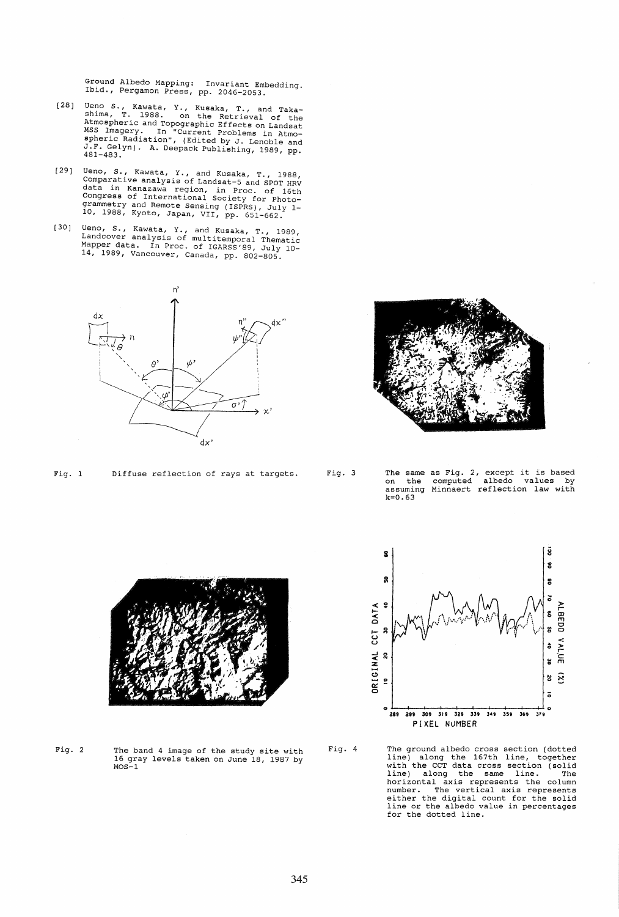Ground Albedo Mapping: Invariant Embedding. Ibid., Pergamon Press, pp. 2046-2053.

[28] Ueno S., Kawata, Y., Kusaka, T., and Takashima, T. 1988. on the Retrieval of the Atmospheric and Topographic Effects on Landsat MSS Imagery. In "Current Problems in Atmospheric Radiation", (Edited by J. Lenoble and J.F. Gelyn). A. Deepack Publishing, 1989, pp. 481-483.

[29] Ueno, S., Kawata, Y., and Kusaka, T., 1988, Comparative analysis of Landsat-5 and SPOT HRV data in Kanazawa region, in Proc. of 16th Congress of International Society for Photogrammetry and Remote Sensing (ISPRS), July 1-10, 1988, Kyoto, Japan, VII, pp. 651-662.

[30] Ueno, S., Kawata, Y., and Kusaka, T., 1989, Landcover analysis of multitemporal Thematic Mapper data. In Proc. of IGARSS'89, July 10-14, 1989, Vancouver, Canada, pp. 802-805.

dx
n
θ
n'
θ'
ψ'
φ'
n''
dx''
ψ''
σ'
x'
dx'

Fig. 1 Diffuse reflection of rays at targets.

Fig. 3 The same as Fig. 2, except it is based on the computed albedo values by assuming Minnaert reflection law with k=0.63

Fig. 2 The band 4 image of the study site with 16 gray levels taken on June 18, 1987 by MOS-1

ORIGINAL CCT DATA
0
10
20
30
40
50
60
ALBEDO VALUE (%)
0
10
20
30
40
50
60
70
80
90
100
289 299 309 319 329 339 349 359 369 379
PIXEL NUMBER

Fig. 4 The ground albedo cross section (dotted line) along the 167th line, together with the CCT data cross section (solid line) along the same line. The horizontal axis represents the column number. The vertical axis represents either the digital count for the solid line or the albedo value in percentages for the dotted line.